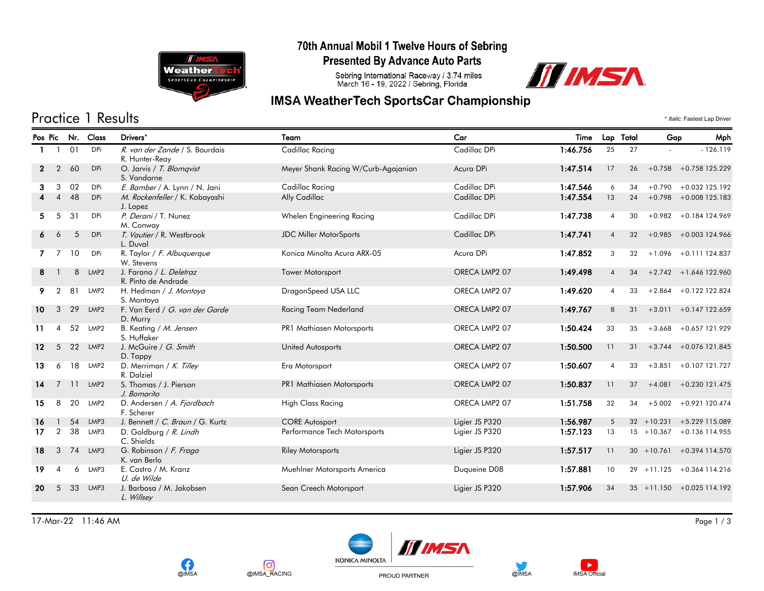# 70th Annual Mobil 1 Twelve Hours of Sebring

## Presented By Advance Auto Parts

Sebring International Raceway / 3.74 miles
March 16 - 19, 2022 / Sebring, Florida

## IMSA WeatherTech SportsCar Championship

# Practice 1 Results

\* *Italic:* Fastest Lap Driver

| Pos | Pic | Nr. | Class | Drivers* | Team | Car | Time | Lap | Total | Gap | | Mph |
|---|---|---|---|---|---|---|---|---|---|---|---|---|
| 1 | 1 | 01 | DPi | *R. van der Zande* / S. Bourdais<br>R. Hunter-Reay | Cadillac Racing | Cadillac DPi | 1:46.756 | 25 | 27 | - | - | 126.119 |
| 2 | 2 | 60 | DPi | O. Jarvis / *T. Blomqvist*<br>S. Vandorne | Meyer Shank Racing W/Curb-Agajanian | Acura DPi | 1:47.514 | 17 | 26 | +0.758 | +0.758 | 125.229 |
| 3 | 3 | 02 | DPi | *E. Bamber* / A. Lynn / N. Jani | Cadillac Racing | Cadillac DPi | 1:47.546 | 6 | 34 | +0.790 | +0.032 | 125.192 |
| 4 | 4 | 48 | DPi | *M. Rockenfeller* / K. Kobayashi<br>J. Lopez | Ally Cadillac | Cadillac DPi | 1:47.554 | 13 | 24 | +0.798 | +0.008 | 125.183 |
| 5 | 5 | 31 | DPi | *P. Derani* / T. Nunez<br>M. Conway | Whelen Engineering Racing | Cadillac DPi | 1:47.738 | 4 | 30 | +0.982 | +0.184 | 124.969 |
| 6 | 6 | 5 | DPi | *T. Vautier* / R. Westbrook<br>L. Duval | JDC Miller MotorSports | Cadillac DPi | 1:47.741 | 4 | 32 | +0.985 | +0.003 | 124.966 |
| 7 | 7 | 10 | DPi | R. Taylor / *F. Albuquerque*<br>W. Stevens | Konica Minolta Acura ARX-05 | Acura DPi | 1:47.852 | 3 | 32 | +1.096 | +0.111 | 124.837 |
| 8 | 1 | 8 | LMP2 | J. Farano / *L. Deletraz*<br>R. Pinto de Andrade | Tower Motorsport | ORECA LMP2 07 | 1:49.498 | 4 | 34 | +2.742 | +1.646 | 122.960 |
| 9 | 2 | 81 | LMP2 | H. Hedman / *J. Montoya*<br>S. Montoya | DragonSpeed USA LLC | ORECA LMP2 07 | 1:49.620 | 4 | 33 | +2.864 | +0.122 | 122.824 |
| 10 | 3 | 29 | LMP2 | F. Van Eerd / *G. van der Garde*<br>D. Murry | Racing Team Nederland | ORECA LMP2 07 | 1:49.767 | 8 | 31 | +3.011 | +0.147 | 122.659 |
| 11 | 4 | 52 | LMP2 | B. Keating / *M. Jensen*<br>S. Huffaker | PR1 Mathiasen Motorsports | ORECA LMP2 07 | 1:50.424 | 33 | 35 | +3.668 | +0.657 | 121.929 |
| 12 | 5 | 22 | LMP2 | J. McGuire / *G. Smith*<br>D. Tappy | United Autosports | ORECA LMP2 07 | 1:50.500 | 11 | 31 | +3.744 | +0.076 | 121.845 |
| 13 | 6 | 18 | LMP2 | D. Merriman / *K. Tilley*<br>R. Dalziel | Era Motorsport | ORECA LMP2 07 | 1:50.607 | 4 | 33 | +3.851 | +0.107 | 121.727 |
| 14 | 7 | 11 | LMP2 | S. Thomas / J. Pierson<br>*J. Bomarito* | PR1 Mathiasen Motorsports | ORECA LMP2 07 | 1:50.837 | 11 | 37 | +4.081 | +0.230 | 121.475 |
| 15 | 8 | 20 | LMP2 | D. Andersen / *A. Fjordbach*<br>F. Scherer | High Class Racing | ORECA LMP2 07 | 1:51.758 | 32 | 34 | +5.002 | +0.921 | 120.474 |
| 16 | 1 | 54 | LMP3 | J. Bennett / *C. Braun* / G. Kurtz | CORE Autosport | Ligier JS P320 | 1:56.987 | 5 | 32 | +10.231 | +5.229 | 115.089 |
| 17 | 2 | 38 | LMP3 | D. Goldburg / *R. Lindh*<br>C. Shields | Performance Tech Motorsports | Ligier JS P320 | 1:57.123 | 13 | 15 | +10.367 | +0.136 | 114.955 |
| 18 | 3 | 74 | LMP3 | G. Robinson / *F. Fraga*<br>K. van Berlo | Riley Motorsports | Ligier JS P320 | 1:57.517 | 11 | 30 | +10.761 | +0.394 | 114.570 |
| 19 | 4 | 6 | LMP3 | E. Castro / M. Kranz<br>*U. de Wilde* | Muehlner Motorsports America | Duqueine D08 | 1:57.881 | 10 | 29 | +11.125 | +0.364 | 114.216 |
| 20 | 5 | 33 | LMP3 | J. Barbosa / M. Jakobsen<br>*L. Willsey* | Sean Creech Motorsport | Ligier JS P320 | 1:57.906 | 34 | 35 | +11.150 | +0.025 | 114.192 |

17-Mar-22 11:46 AM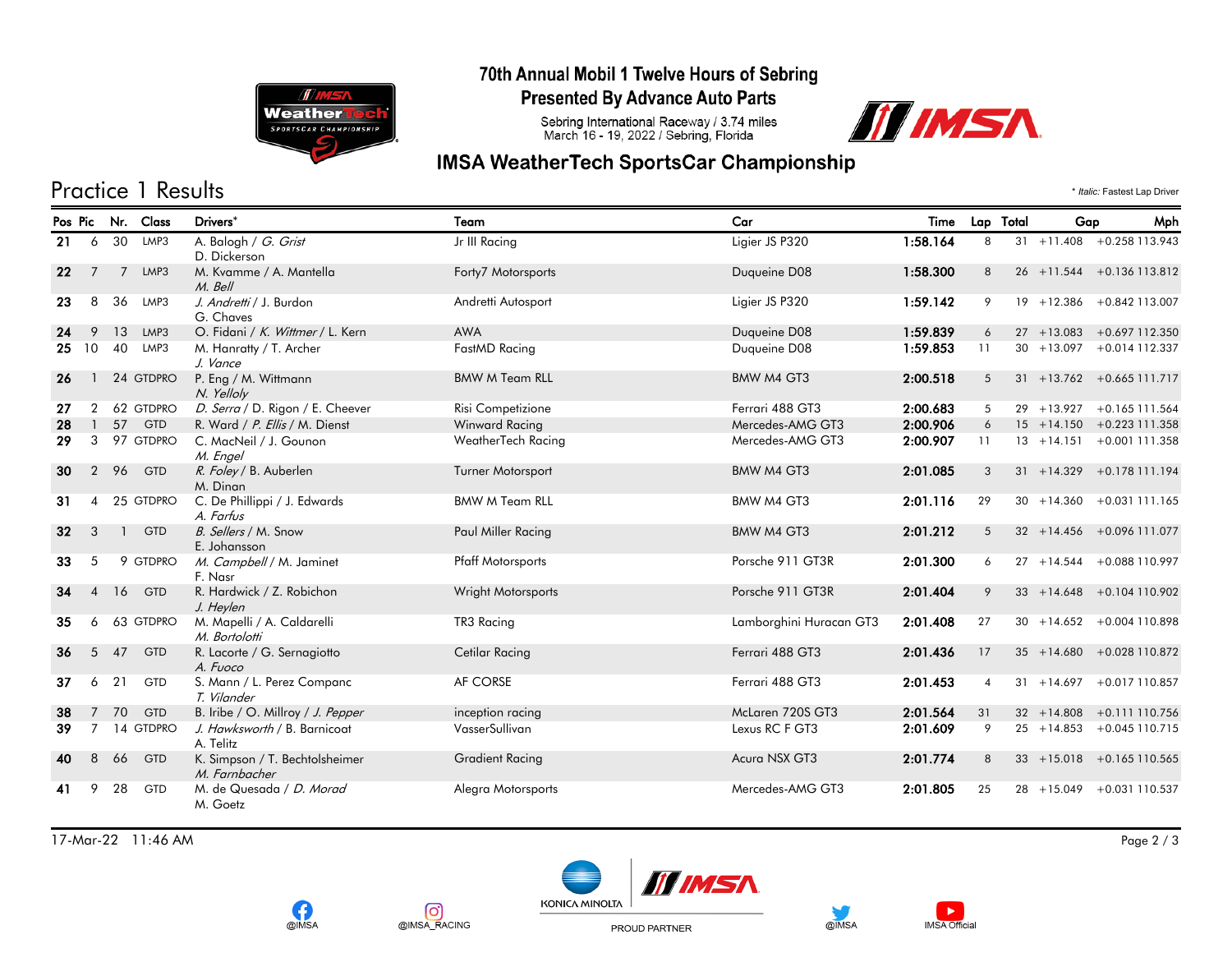# 70th Annual Mobil 1 Twelve Hours of Sebring

## Presented By Advance Auto Parts

Sebring International Raceway / 3.74 miles
March 16 - 19, 2022 / Sebring, Florida

## IMSA WeatherTech SportsCar Championship

## Practice 1 Results

\* *Italic:* Fastest Lap Driver

| Pos | Pic | Nr. | Class | Drivers* | Team | Car | Time | Lap | Total | Gap | | Mph |
|---|---|---|---|---|---|---|---|---|---|---|---|---|
| 21 | 6 | 30 | LMP3 | A. Balogh / *G. Grist* D. Dickerson | Jr III Racing | Ligier JS P320 | **1:58.164** | 8 | 31 | +11.408 | +0.258 | 113.943 |
| 22 | 7 | 7 | LMP3 | M. Kvamme / A. Mantella *M. Bell* | Forty7 Motorsports | Duqueine D08 | **1:58.300** | 8 | 26 | +11.544 | +0.136 | 113.812 |
| 23 | 8 | 36 | LMP3 | *J. Andretti* / J. Burdon G. Chaves | Andretti Autosport | Ligier JS P320 | **1:59.142** | 9 | 19 | +12.386 | +0.842 | 113.007 |
| 24 | 9 | 13 | LMP3 | O. Fidani / *K. Wittmer* / L. Kern | AWA | Duqueine D08 | **1:59.839** | 6 | 27 | +13.083 | +0.697 | 112.350 |
| 25 | 10 | 40 | LMP3 | M. Hanratty / T. Archer *J. Vance* | FastMD Racing | Duqueine D08 | **1:59.853** | 11 | 30 | +13.097 | +0.014 | 112.337 |
| 26 | 1 | 24 | GTDPRO | P. Eng / M. Wittmann *N. Yelloly* | BMW M Team RLL | BMW M4 GT3 | **2:00.518** | 5 | 31 | +13.762 | +0.665 | 111.717 |
| 27 | 2 | 62 | GTDPRO | *D. Serra* / D. Rigon / E. Cheever | Risi Competizione | Ferrari 488 GT3 | **2:00.683** | 5 | 29 | +13.927 | +0.165 | 111.564 |
| 28 | 1 | 57 | GTD | R. Ward / *P. Ellis* / M. Dienst | Winward Racing | Mercedes-AMG GT3 | **2:00.906** | 6 | 15 | +14.150 | +0.223 | 111.358 |
| 29 | 3 | 97 | GTDPRO | C. MacNeil / J. Gounon *M. Engel* | WeatherTech Racing | Mercedes-AMG GT3 | **2:00.907** | 11 | 13 | +14.151 | +0.001 | 111.358 |
| 30 | 2 | 96 | GTD | *R. Foley* / B. Auberlen M. Dinan | Turner Motorsport | BMW M4 GT3 | **2:01.085** | 3 | 31 | +14.329 | +0.178 | 111.194 |
| 31 | 4 | 25 | GTDPRO | C. De Phillippi / J. Edwards *A. Farfus* | BMW M Team RLL | BMW M4 GT3 | **2:01.116** | 29 | 30 | +14.360 | +0.031 | 111.165 |
| 32 | 3 | 1 | GTD | *B. Sellers* / M. Snow E. Johansson | Paul Miller Racing | BMW M4 GT3 | **2:01.212** | 5 | 32 | +14.456 | +0.096 | 111.077 |
| 33 | 5 | 9 | GTDPRO | *M. Campbell* / M. Jaminet F. Nasr | Pfaff Motorsports | Porsche 911 GT3R | **2:01.300** | 6 | 27 | +14.544 | +0.088 | 110.997 |
| 34 | 4 | 16 | GTD | R. Hardwick / Z. Robichon *J. Heylen* | Wright Motorsports | Porsche 911 GT3R | **2:01.404** | 9 | 33 | +14.648 | +0.104 | 110.902 |
| 35 | 6 | 63 | GTDPRO | M. Mapelli / A. Caldarelli *M. Bortolotti* | TR3 Racing | Lamborghini Huracan GT3 | **2:01.408** | 27 | 30 | +14.652 | +0.004 | 110.898 |
| 36 | 5 | 47 | GTD | R. Lacorte / G. Sernagiotto *A. Fuoco* | Cetilar Racing | Ferrari 488 GT3 | **2:01.436** | 17 | 35 | +14.680 | +0.028 | 110.872 |
| 37 | 6 | 21 | GTD | S. Mann / L. Perez Companc *T. Vilander* | AF CORSE | Ferrari 488 GT3 | **2:01.453** | 4 | 31 | +14.697 | +0.017 | 110.857 |
| 38 | 7 | 70 | GTD | B. Iribe / O. Millroy / *J. Pepper* | inception racing | McLaren 720S GT3 | **2:01.564** | 31 | 32 | +14.808 | +0.111 | 110.756 |
| 39 | 7 | 14 | GTDPRO | *J. Hawksworth* / B. Barnicoat A. Telitz | VasserSullivan | Lexus RC F GT3 | **2:01.609** | 9 | 25 | +14.853 | +0.045 | 110.715 |
| 40 | 8 | 66 | GTD | K. Simpson / T. Bechtolsheimer *M. Farnbacher* | Gradient Racing | Acura NSX GT3 | **2:01.774** | 8 | 33 | +15.018 | +0.165 | 110.565 |
| 41 | 9 | 28 | GTD | M. de Quesada / *D. Morad* M. Goetz | Alegra Motorsports | Mercedes-AMG GT3 | **2:01.805** | 25 | 28 | +15.049 | +0.031 | 110.537 |

17-Mar-22 11:46 AM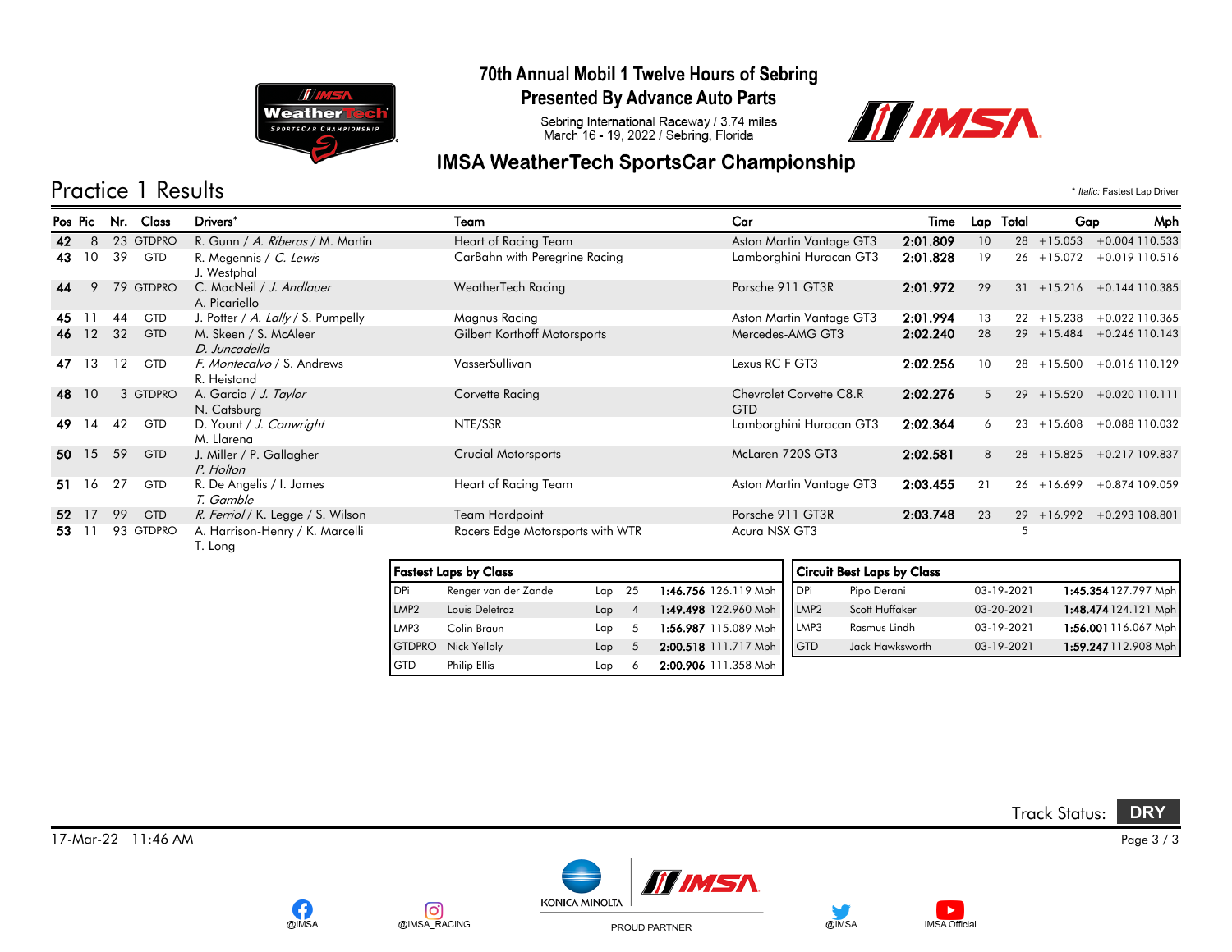# 70th Annual Mobil 1 Twelve Hours of Sebring

## Presented By Advance Auto Parts

Sebring International Raceway / 3.74 miles
March 16 - 19, 2022 / Sebring, Florida

## IMSA WeatherTech SportsCar Championship

## Practice 1 Results

\* *Italic:* Fastest Lap Driver

| Pos | Pic | Nr. | Class | Drivers* | Team | Car | Time | Lap | Total | Gap | | Mph |
|---|---|---|---|---|---|---|---|---|---|---|---|---|
| 42 | 8 | 23 | GTDPRO | R. Gunn / *A. Riberas* / M. Martin | Heart of Racing Team | Aston Martin Vantage GT3 | 2:01.809 | 10 | 28 | +15.053 | +0.004 | 110.533 |
| 43 | 10 | 39 | GTD | R. Megennis / *C. Lewis* J. Westphal | CarBahn with Peregrine Racing | Lamborghini Huracan GT3 | 2:01.828 | 19 | 26 | +15.072 | +0.019 | 110.516 |
| 44 | 9 | 79 | GTDPRO | C. MacNeil / *J. Andlauer* A. Picariello | WeatherTech Racing | Porsche 911 GT3R | 2:01.972 | 29 | 31 | +15.216 | +0.144 | 110.385 |
| 45 | 11 | 44 | GTD | J. Potter / *A. Lally* / S. Pumpelly | Magnus Racing | Aston Martin Vantage GT3 | 2:01.994 | 13 | 22 | +15.238 | +0.022 | 110.365 |
| 46 | 12 | 32 | GTD | M. Skeen / S. McAleer *D. Juncadella* | Gilbert Korthoff Motorsports | Mercedes-AMG GT3 | 2:02.240 | 28 | 29 | +15.484 | +0.246 | 110.143 |
| 47 | 13 | 12 | GTD | *F. Montecalvo* / S. Andrews R. Heistand | VasserSullivan | Lexus RC F GT3 | 2:02.256 | 10 | 28 | +15.500 | +0.016 | 110.129 |
| 48 | 10 | 3 | GTDPRO | A. Garcia / *J. Taylor* N. Catsburg | Corvette Racing | Chevrolet Corvette C8.R GTD | 2:02.276 | 5 | 29 | +15.520 | +0.020 | 110.111 |
| 49 | 14 | 42 | GTD | D. Yount / *J. Conwright* M. Llarena | NTE/SSR | Lamborghini Huracan GT3 | 2:02.364 | 6 | 23 | +15.608 | +0.088 | 110.032 |
| 50 | 15 | 59 | GTD | J. Miller / P. Gallagher *P. Holton* | Crucial Motorsports | McLaren 720S GT3 | 2:02.581 | 8 | 28 | +15.825 | +0.217 | 109.837 |
| 51 | 16 | 27 | GTD | R. De Angelis / I. James *T. Gamble* | Heart of Racing Team | Aston Martin Vantage GT3 | 2:03.455 | 21 | 26 | +16.699 | +0.874 | 109.059 |
| 52 | 17 | 99 | GTD | *R. Ferriol* / K. Legge / S. Wilson | Team Hardpoint | Porsche 911 GT3R | 2:03.748 | 23 | 29 | +16.992 | +0.293 | 108.801 |
| 53 | 11 | 93 | GTDPRO | A. Harrison-Henry / K. Marcelli T. Long | Racers Edge Motorsports with WTR | Acura NSX GT3 | | | 5 | | | |

### Fastest Laps by Class

| Class | Driver | | Lap | Time | Mph |
|---|---|---|---|---|---|
| DPi | Renger van der Zande | Lap | 25 | 1:46.756 | 126.119 Mph |
| LMP2 | Louis Deletraz | Lap | 4 | 1:49.498 | 122.960 Mph |
| LMP3 | Colin Braun | Lap | 5 | 1:56.987 | 115.089 Mph |
| GTDPRO | Nick Yelloly | Lap | 5 | 2:00.518 | 111.717 Mph |
| GTD | Philip Ellis | Lap | 6 | 2:00.906 | 111.358 Mph |

### Circuit Best Laps by Class

| Class | Driver | Date | Time | Mph |
|---|---|---|---|---|
| DPi | Pipo Derani | 03-19-2021 | 1:45.354 | 127.797 Mph |
| LMP2 | Scott Huffaker | 03-20-2021 | 1:48.474 | 124.121 Mph |
| LMP3 | Rasmus Lindh | 03-19-2021 | 1:56.001 | 116.067 Mph |
| GTD | Jack Hawksworth | 03-19-2021 | 1:59.247 | 112.908 Mph |

Track Status: **DRY**

17-Mar-22 11:46 AM